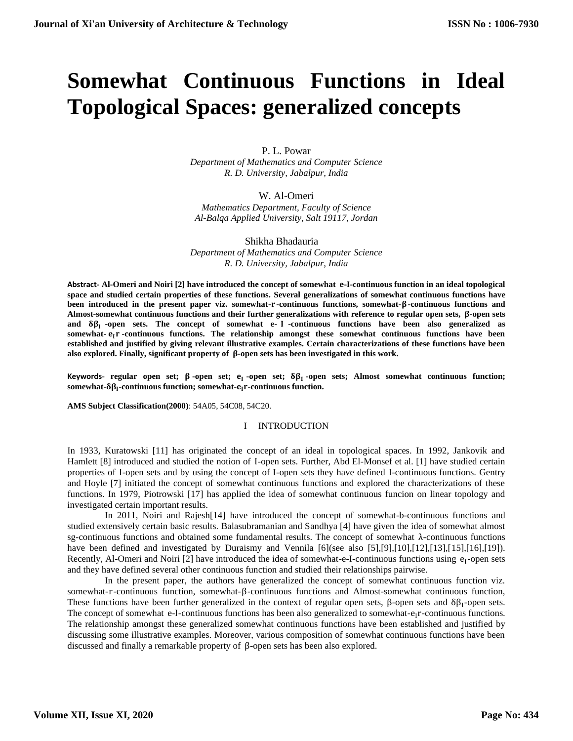# Somewhat Continuous Functions in Ideal Topological Spaces: generalized concepts

P. L. Powar
*Department of Mathematics and Computer Science*
*R. D. University, Jabalpur, India*

W. Al-Omeri
*Mathematics Department, Faculty of Science*
*Al-Balqa Applied University, Salt 19117, Jordan*

Shikha Bhadauria
*Department of Mathematics and Computer Science*
*R. D. University, Jabalpur, India*

**Abstract- Al-Omeri and Noiri [2] have introduced the concept of somewhat e-I-continuous function in an ideal topological space and studied certain properties of these functions. Several generalizations of somewhat continuous functions have been introduced in the present paper viz. somewhat-r-continuous functions, somewhat-β-continuous functions and Almost-somewhat continuous functions and their further generalizations with reference to regular open sets, β-open sets and $\delta\beta_I$-open sets. The concept of somewhat e-I-continuous functions have been also generalized as somewhat-$e_I r$-continuous functions. The relationship amongst these somewhat continuous functions have been established and justified by giving relevant illustrative examples. Certain characterizations of these functions have been also explored. Finally, significant property of β-open sets has been investigated in this work.**

**Keywords- regular open set; β-open set; $e_I$-open set; $\delta\beta_I$-open sets; Almost somewhat continuous function; somewhat-$\delta\beta_I$-continuous function; somewhat-$e_I r$-continuous function.**

**AMS Subject Classification(2000)**: 54A05, 54C08, 54C20.

## I INTRODUCTION

In 1933, Kuratowski [11] has originated the concept of an ideal in topological spaces. In 1992, Jankovik and Hamlett [8] introduced and studied the notion of I-open sets. Further, Abd El-Monsef et al. [1] have studied certain properties of I-open sets and by using the concept of I-open sets they have defined I-continuous functions. Gentry and Hoyle [7] initiated the concept of somewhat continuous functions and explored the characterizations of these functions. In 1979, Piotrowski [17] has applied the idea of somewhat continuous funcion on linear topology and investigated certain important results.

In 2011, Noiri and Rajesh[14] have introduced the concept of somewhat-b-continuous functions and studied extensively certain basic results. Balasubramanian and Sandhya [4] have given the idea of somewhat almost sg-continuous functions and obtained some fundamental results. The concept of somewhat λ-continuous functions have been defined and investigated by Duraismy and Vennila [6](see also [5],[9],[10],[12],[13],[15],[16],[19]). Recently, Al-Omeri and Noiri [2] have introduced the idea of somewhat-e-I-continuous functions using $e_I$-open sets and they have defined several other continuous function and studied their relationships pairwise.

In the present paper, the authors have generalized the concept of somewhat continuous function viz. somewhat-r-continuous function, somewhat-β-continuous functions and Almost-somewhat continuous function, These functions have been further generalized in the context of regular open sets, β-open sets and $\delta\beta_I$-open sets. The concept of somewhat e-I-continuous functions has been also generalized to somewhat-$e_I r$-continuous functions. The relationship amongst these generalized somewhat continuous functions have been established and justified by discussing some illustrative examples. Moreover, various composition of somewhat continuous functions have been discussed and finally a remarkable property of β-open sets has been also explored.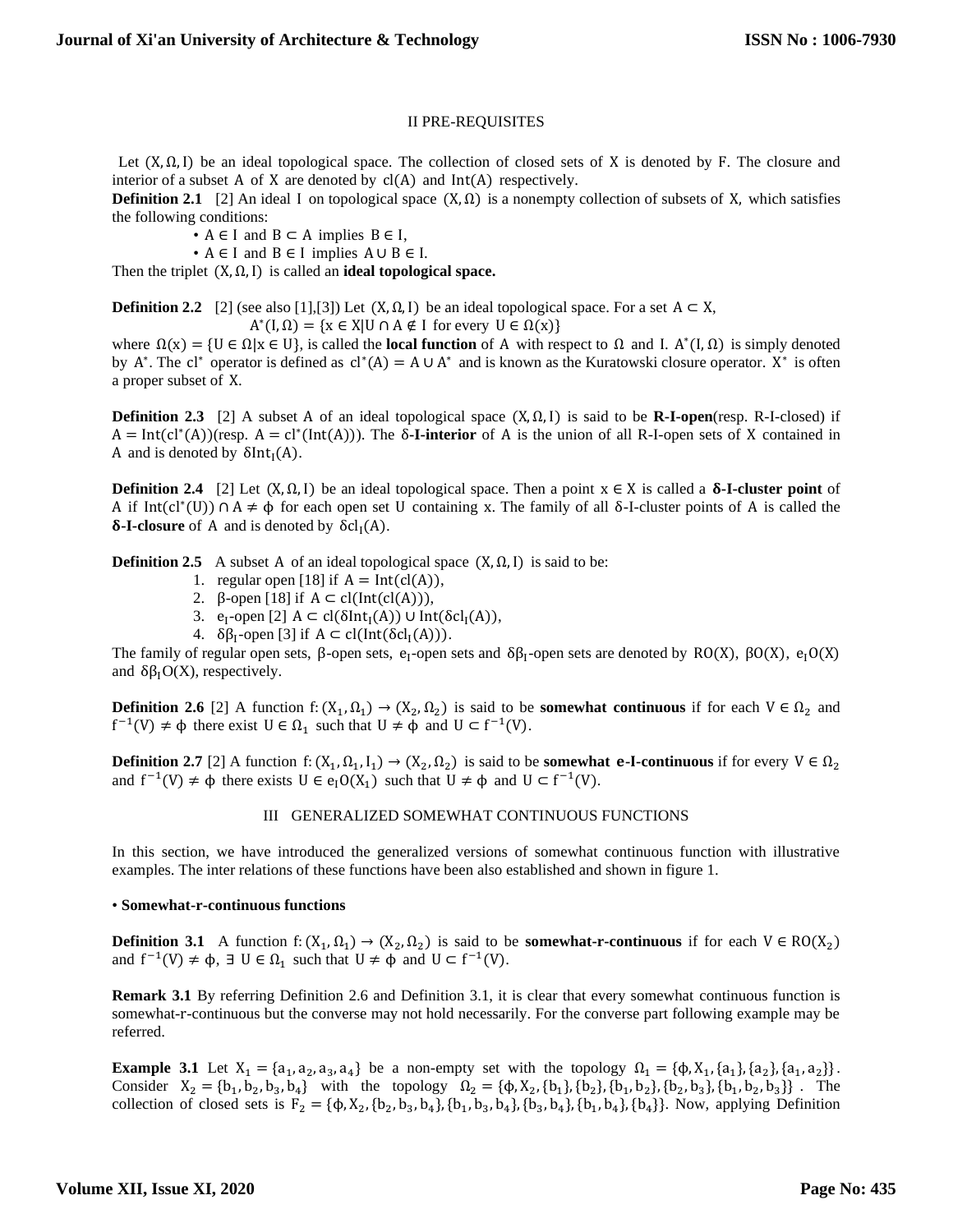## II PRE-REQUISITES

Let $(X, \Omega, I)$ be an ideal topological space. The collection of closed sets of $X$ is denoted by $F$. The closure and interior of a subset $A$ of $X$ are denoted by $cl(A)$ and $Int(A)$ respectively.

**Definition 2.1** [2] An ideal $I$ on topological space $(X, \Omega)$ is a nonempty collection of subsets of $X$, which satisfies the following conditions:

- $A \in I$ and $B \subset A$ implies $B \in I$,
- $A \in I$ and $B \in I$ implies $A \cup B \in I$.

Then the triplet $(X, \Omega, I)$ is called an **ideal topological space.**

**Definition 2.2** [2] (see also [1],[3]) Let $(X, \Omega, I)$ be an ideal topological space. For a set $A \subset X$,

$$A^*(I, \Omega) = \{x \in X | U \cap A \notin I \text{ for every } U \in \Omega(x)\}$$

where $\Omega(x) = \{U \in \Omega | x \in U\}$, is called the **local function** of $A$ with respect to $\Omega$ and $I$. $A^*(I, \Omega)$ is simply denoted by $A^*$. The $cl^*$ operator is defined as $cl^*(A) = A \cup A^*$ and is known as the Kuratowski closure operator. $X^*$ is often a proper subset of $X$.

**Definition 2.3** [2] A subset $A$ of an ideal topological space $(X, \Omega, I)$ is said to be **R-I-open**(resp. R-I-closed) if $A = Int(cl^*(A))$(resp. $A = cl^*(Int(A))$). The **δ-I-interior** of $A$ is the union of all R-I-open sets of $X$ contained in $A$ and is denoted by $\delta Int_I(A)$.

**Definition 2.4** [2] Let $(X, \Omega, I)$ be an ideal topological space. Then a point $x \in X$ is called a **δ-I-cluster point** of $A$ if $Int(cl^*(U)) \cap A \neq \phi$ for each open set $U$ containing $x$. The family of all δ-I-cluster points of $A$ is called the **δ-I-closure** of $A$ and is denoted by $\delta cl_I(A)$.

**Definition 2.5** A subset $A$ of an ideal topological space $(X, \Omega, I)$ is said to be:

1. regular open [18] if $A = Int(cl(A))$,
2. β-open [18] if $A \subset cl(Int(cl(A)))$,
3. $e_I$-open [2] $A \subset cl(\delta Int_I(A)) \cup Int(\delta cl_I(A))$,
4. $\delta\beta_I$-open [3] if $A \subset cl(Int(\delta cl_I(A)))$.

The family of regular open sets, β-open sets, $e_I$-open sets and $\delta\beta_I$-open sets are denoted by $RO(X)$, $\beta O(X)$, $e_I O(X)$ and $\delta\beta_I O(X)$, respectively.

**Definition 2.6** [2] A function $f: (X_1, \Omega_1) \to (X_2, \Omega_2)$ is said to be **somewhat continuous** if for each $V \in \Omega_2$ and $f^{-1}(V) \neq \phi$ there exist $U \in \Omega_1$ such that $U \neq \phi$ and $U \subset f^{-1}(V)$.

**Definition 2.7** [2] A function $f: (X_1, \Omega_1, I_1) \to (X_2, \Omega_2)$ is said to be **somewhat e-I-continuous** if for every $V \in \Omega_2$ and $f^{-1}(V) \neq \phi$ there exists $U \in e_I O(X_1)$ such that $U \neq \phi$ and $U \subset f^{-1}(V)$.

## III GENERALIZED SOMEWHAT CONTINUOUS FUNCTIONS

In this section, we have introduced the generalized versions of somewhat continuous function with illustrative examples. The inter relations of these functions have been also established and shown in figure 1.

- **Somewhat-r-continuous functions**

**Definition 3.1** A function $f: (X_1, \Omega_1) \to (X_2, \Omega_2)$ is said to be **somewhat-r-continuous** if for each $V \in RO(X_2)$ and $f^{-1}(V) \neq \phi$, $\exists$ $U \in \Omega_1$ such that $U \neq \phi$ and $U \subset f^{-1}(V)$.

**Remark 3.1** By referring Definition 2.6 and Definition 3.1, it is clear that every somewhat continuous function is somewhat-r-continuous but the converse may not hold necessarily. For the converse part following example may be referred.

**Example 3.1** Let $X_1 = \{a_1, a_2, a_3, a_4\}$ be a non-empty set with the topology $\Omega_1 = \{\phi, X_1, \{a_1\}, \{a_2\}, \{a_1, a_2\}\}$. Consider $X_2 = \{b_1, b_2, b_3, b_4\}$ with the topology $\Omega_2 = \{\phi, X_2, \{b_1\}, \{b_2\}, \{b_1, b_2\}, \{b_2, b_3\}, \{b_1, b_2, b_3\}\}$. The collection of closed sets is $F_2 = \{\phi, X_2, \{b_2, b_3, b_4\}, \{b_1, b_3, b_4\}, \{b_3, b_4\}, \{b_1, b_4\}, \{b_4\}\}$. Now, applying Definition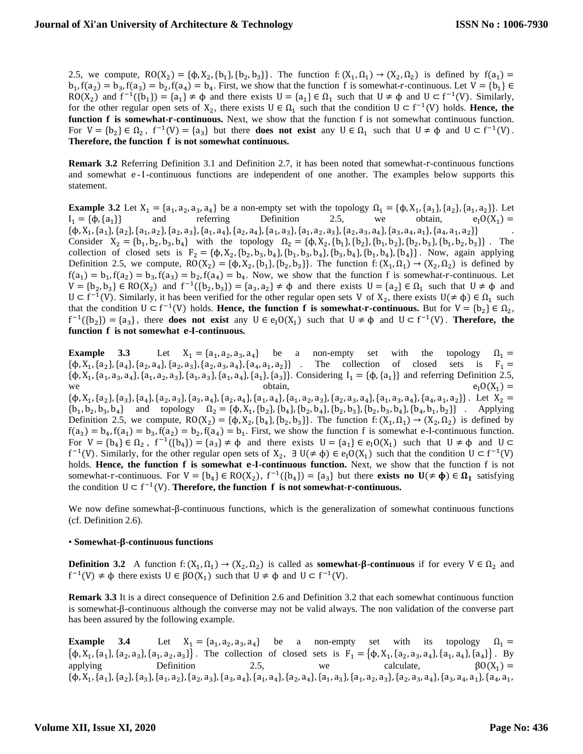2.5, we compute, $RO(X_2) = \{\phi, X_2, \{b_1\}, \{b_2, b_3\}\}$. The function $f: (X_1, \Omega_1) \to (X_2, \Omega_2)$ is defined by $f(a_1) = b_1, f(a_2) = b_3, f(a_3) = b_2, f(a_4) = b_4$. First, we show that the function f is somewhat-r-continuous. Let $V = \{b_1\} \in RO(X_2)$ and $f^{-1}(\{b_1\}) = \{a_1\} \neq \phi$ and there exists $U = \{a_1\} \in \Omega_1$ such that $U \neq \phi$ and $U \subset f^{-1}(V)$. Similarly, for the other regular open sets of $X_2$, there exists $U \in \Omega_1$ such that the condition $U \subset f^{-1}(V)$ holds. **Hence, the function f is somewhat-r-continuous.** Next, we show that the function f is not somewhat continuous function. For $V = \{b_2\} \in \Omega_2$, $f^{-1}(V) = \{a_3\}$ but there **does not exist** any $U \in \Omega_1$ such that $U \neq \phi$ and $U \subset f^{-1}(V)$. **Therefore, the function f is not somewhat continuous.**

**Remark 3.2** Referring Definition 3.1 and Definition 2.7, it has been noted that somewhat-r-continuous functions and somewhat e-I-continuous functions are independent of one another. The examples below supports this statement.

**Example 3.2** Let $X_1 = \{a_1, a_2, a_3, a_4\}$ be a non-empty set with the topology $\Omega_1 = \{\phi, X_1, \{a_1\}, \{a_2\}, \{a_1, a_2\}\}$. Let $I_1 = \{\phi, \{a_1\}\}$ and referring Definition 2.5, we obtain, $e_I O(X_1) = \{\phi, X_1, \{a_1\}, \{a_2\}, \{a_1, a_2\}, \{a_2, a_3\}, \{a_1, a_4\}, \{a_2, a_4\}, \{a_1, a_3\}, \{a_1, a_2, a_3\}, \{a_2, a_3, a_4\}, \{a_3, a_4, a_1\}, \{a_4, a_1, a_2\}\}$. Consider $X_2 = \{b_1, b_2, b_3, b_4\}$ with the topology $\Omega_2 = \{\phi, X_2, \{b_1\}, \{b_2\}, \{b_1, b_2\}, \{b_2, b_3\}, \{b_1, b_2, b_3\}\}$. The collection of closed sets is $F_2 = \{\phi, X_2, \{b_2, b_3, b_4\}, \{b_1, b_3, b_4\}, \{b_3, b_4\}, \{b_1, b_4\}, \{b_4\}\}$. Now, again applying Definition 2.5, we compute, $RO(X_2) = \{\phi, X_2, \{b_1\}, \{b_2, b_3\}\}$. The function $f: (X_1, \Omega_1) \to (X_2, \Omega_2)$ is defined by $f(a_1) = b_1, f(a_2) = b_3, f(a_3) = b_2, f(a_4) = b_4$. Now, we show that the function f is somewhat-r-continuous. Let $V = \{b_2, b_3\} \in RO(X_2)$ and $f^{-1}(\{b_2, b_3\}) = \{a_3, a_2\} \neq \phi$ and there exists $U = \{a_2\} \in \Omega_1$ such that $U \neq \phi$ and $U \subset f^{-1}(V)$. Similarly, it has been verified for the other regular open sets V of $X_2$, there exists $U(\neq \phi) \in \Omega_1$ such that the condition $U \subset f^{-1}(V)$ holds. **Hence, the function f is somewhat-r-continuous.** But for $V = \{b_2\} \in \Omega_2$, $f^{-1}(\{b_2\}) = \{a_3\}$, there **does not exist** any $U \in e_I O(X_1)$ such that $U \neq \phi$ and $U \subset f^{-1}(V)$. **Therefore, the function f is not somewhat e-I-continuous.**

**Example 3.3** Let $X_1 = \{a_1, a_2, a_3, a_4\}$ be a non-empty set with the topology $\Omega_1 = \{\phi, X_1, \{a_2\}, \{a_4\}, \{a_2, a_4\}, \{a_2, a_3\}, \{a_2, a_3, a_4\}, \{a_4, a_1, a_2\}\}$. The collection of closed sets is $F_1 = \{\phi, X_1, \{a_1, a_3, a_4\}, \{a_1, a_2, a_3\}, \{a_1, a_3\}, \{a_1, a_4\}, \{a_1\}, \{a_3\}\}$. Considering $I_1 = \{\phi, \{a_1\}\}$ and referring Definition 2.5, we obtain, $e_I O(X_1) = \{\phi, X_1, \{a_2\}, \{a_3\}, \{a_4\}, \{a_2, a_3\}, \{a_3, a_4\}, \{a_2, a_4\}, \{a_1, a_4\}, \{a_1, a_2, a_3\}, \{a_2, a_3, a_4\}, \{a_1, a_3, a_4\}, \{a_4, a_1, a_2\}\}$. Let $X_2 = \{b_1, b_2, b_3, b_4\}$ and topology $\Omega_2 = \{\phi, X_1, \{b_2\}, \{b_4\}, \{b_2, b_4\}, \{b_2, b_3\}, \{b_2, b_3, b_4\}, \{b_4, b_1, b_2\}\}$. Applying Definition 2.5, we compute, $RO(X_2) = \{\phi, X_2, \{b_4\}, \{b_2, b_3\}\}$. The function $f: (X_1, \Omega_1) \to (X_2, \Omega_2)$ is defined by $f(a_3) = b_4, f(a_1) = b_3, f(a_2) = b_2, f(a_4) = b_1$. First, we show the function f is somewhat e-I-continuous function. For $V = \{b_4\} \in \Omega_2$, $f^{-1}(\{b_4\}) = \{a_3\} \neq \phi$ and there exists $U = \{a_1\} \in e_I O(X_1)$ such that $U \neq \phi$ and $U \subset f^{-1}(V)$. Similarly, for the other regular open sets of $X_2$, $\exists\, U(\neq \phi) \in e_I O(X_1)$ such that the condition $U \subset f^{-1}(V)$ holds. **Hence, the function f is somewhat e-I-continuous function.** Next, we show that the function f is not somewhat-r-continuous. For $V = \{b_4\} \in RO(X_2)$, $f^{-1}(\{b_4\}) = \{a_3\}$ but there **exists no $U(\neq \phi) \in \Omega_1$** satisfying the condition $U \subset f^{-1}(V)$. **Therefore, the function f is not somewhat-r-continuous.**

We now define somewhat-β-continuous functions, which is the generalization of somewhat continuous functions (cf. Definition 2.6).

- **Somewhat-β-continuous functions**

**Definition 3.2** A function $f: (X_1, \Omega_1) \to (X_2, \Omega_2)$ is called as **somewhat-β-continuous** if for every $V \in \Omega_2$ and $f^{-1}(V) \neq \phi$ there exists $U \in \beta O(X_1)$ such that $U \neq \phi$ and $U \subset f^{-1}(V)$.

**Remark 3.3** It is a direct consequence of Definition 2.6 and Definition 3.2 that each somewhat continuous function is somewhat-β-continuous although the converse may not be valid always. The non validation of the converse part has been assured by the following example.

**Example 3.4** Let $X_1 = \{a_1, a_2, a_3, a_4\}$ be a non-empty set with its topology $\Omega_1 = \{\phi, X_1, \{a_1\}, \{a_2, a_3\}, \{a_1, a_2, a_3\}\}$. The collection of closed sets is $F_1 = \{\phi, X_1, \{a_2, a_3, a_4\}, \{a_1, a_4\}, \{a_4\}\}$. By applying Definition 2.5, we calculate, $\beta O(X_1) = \{\phi, X_1, \{a_1\}, \{a_2\}, \{a_3\}, \{a_1, a_2\}, \{a_2, a_3\}, \{a_3, a_4\}, \{a_1, a_4\}, \{a_2, a_4\}, \{a_1, a_3\}, \{a_1, a_2, a_3\}, \{a_2, a_3, a_4\}, \{a_3, a_4, a_1\}, \{a_4, a_1,$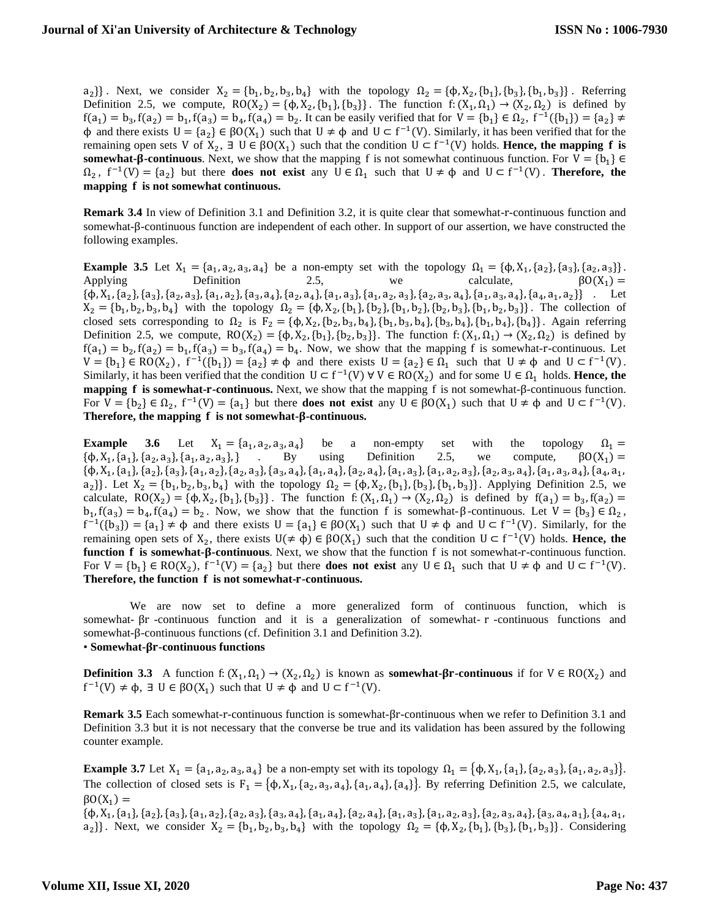$a_2\}\}$. Next, we consider $X_2 = \{b_1, b_2, b_3, b_4\}$ with the topology $\Omega_2 = \{\phi, X_2, \{b_1\}, \{b_3\}, \{b_1, b_3\}\}$. Referring Definition 2.5, we compute, $RO(X_2) = \{\phi, X_2, \{b_1\}, \{b_3\}\}$. The function $f: (X_1, \Omega_1) \rightarrow (X_2, \Omega_2)$ is defined by $f(a_1) = b_3, f(a_2) = b_1, f(a_3) = b_4, f(a_4) = b_2$. It can be easily verified that for $V = \{b_1\} \in \Omega_2$, $f^{-1}(\{b_1\}) = \{a_2\} \neq \phi$ and there exists $U = \{a_2\} \in \beta O(X_1)$ such that $U \neq \phi$ and $U \subset f^{-1}(V)$. Similarly, it has been verified that for the remaining open sets V of $X_2$, $\exists$ $U \in \beta O(X_1)$ such that the condition $U \subset f^{-1}(V)$ holds. **Hence, the mapping f is somewhat-β-continuous**. Next, we show that the mapping f is not somewhat continuous function. For $V = \{b_1\} \in \Omega_2$, $f^{-1}(V) = \{a_2\}$ but there **does not exist** any $U \in \Omega_1$ such that $U \neq \phi$ and $U \subset f^{-1}(V)$. **Therefore, the mapping f is not somewhat continuous.**

**Remark 3.4** In view of Definition 3.1 and Definition 3.2, it is quite clear that somewhat-r-continuous function and somewhat-β-continuous function are independent of each other. In support of our assertion, we have constructed the following examples.

**Example 3.5** Let $X_1 = \{a_1, a_2, a_3, a_4\}$ be a non-empty set with the topology $\Omega_1 = \{\phi, X_1, \{a_2\}, \{a_3\}, \{a_2, a_3\}\}$. Applying Definition 2.5, we calculate, $\beta O(X_1) = \{\phi, X_1, \{a_2\}, \{a_3\}, \{a_2, a_3\}, \{a_1, a_2\}, \{a_3, a_4\}, \{a_2, a_4\}, \{a_1, a_3\}, \{a_1, a_2, a_3\}, \{a_2, a_3, a_4\}, \{a_1, a_3, a_4\}, \{a_4, a_1, a_2\}\}$. Let $X_2 = \{b_1, b_2, b_3, b_4\}$ with the topology $\Omega_2 = \{\phi, X_2, \{b_1\}, \{b_2\}, \{b_1, b_2\}, \{b_2, b_3\}, \{b_1, b_2, b_3\}\}$. The collection of closed sets corresponding to $\Omega_2$ is $F_2 = \{\phi, X_2, \{b_2, b_3, b_4\}, \{b_1, b_3, b_4\}, \{b_3, b_4\}, \{b_1, b_4\}, \{b_4\}\}$. Again referring Definition 2.5, we compute, $RO(X_2) = \{\phi, X_2, \{b_1\}, \{b_2, b_3\}\}$. The function $f: (X_1, \Omega_1) \rightarrow (X_2, \Omega_2)$ is defined by $f(a_1) = b_2, f(a_2) = b_1, f(a_3) = b_3, f(a_4) = b_4$. Now, we show that the mapping f is somewhat-r-continuous. Let $V = \{b_1\} \in RO(X_2)$, $f^{-1}(\{b_1\}) = \{a_2\} \neq \phi$ and there exists $U = \{a_2\} \in \Omega_1$ such that $U \neq \phi$ and $U \subset f^{-1}(V)$. Similarly, it has been verified that the condition $U \subset f^{-1}(V)$ $\forall$ $V \in RO(X_2)$ and for some $U \in \Omega_1$ holds. **Hence, the mapping f is somewhat-r-continuous.** Next, we show that the mapping f is not somewhat-β-continuous function. For $V = \{b_2\} \in \Omega_2$, $f^{-1}(V) = \{a_1\}$ but there **does not exist** any $U \in \beta O(X_1)$ such that $U \neq \phi$ and $U \subset f^{-1}(V)$. **Therefore, the mapping f is not somewhat-β-continuous.**

**Example 3.6** Let $X_1 = \{a_1, a_2, a_3, a_4\}$ be a non-empty set with the topology $\Omega_1 = \{\phi, X_1, \{a_1\}, \{a_2, a_3\}, \{a_1, a_2, a_3\},\}$. By using Definition 2.5, we compute, $\beta O(X_1) = \{\phi, X_1, \{a_1\}, \{a_2\}, \{a_3\}, \{a_1, a_2\}, \{a_2, a_3\}, \{a_3, a_4\}, \{a_1, a_4\}, \{a_2, a_4\}, \{a_1, a_3\}, \{a_1, a_2, a_3\}, \{a_2, a_3, a_4\}, \{a_1, a_3, a_4\}, \{a_4, a_1, a_2\}\}$. Let $X_2 = \{b_1, b_2, b_3, b_4\}$ with the topology $\Omega_2 = \{\phi, X_2, \{b_1\}, \{b_3\}, \{b_1, b_3\}\}$. Applying Definition 2.5, we calculate, $RO(X_2) = \{\phi, X_2, \{b_1\}, \{b_3\}\}$. The function $f: (X_1, \Omega_1) \rightarrow (X_2, \Omega_2)$ is defined by $f(a_1) = b_3, f(a_2) = b_1, f(a_3) = b_4, f(a_4) = b_2$. Now, we show that the function f is somewhat-β-continuous. Let $V = \{b_3\} \in \Omega_2$, $f^{-1}(\{b_3\}) = \{a_1\} \neq \phi$ and there exists $U = \{a_1\} \in \beta O(X_1)$ such that $U \neq \phi$ and $U \subset f^{-1}(V)$. Similarly, for the remaining open sets of $X_2$, there exists $U(\neq \phi) \in \beta O(X_1)$ such that the condition $U \subset f^{-1}(V)$ holds. **Hence, the function f is somewhat-β-continuous**. Next, we show that the function f is not somewhat-r-continuous function. For $V = \{b_1\} \in RO(X_2)$, $f^{-1}(V) = \{a_2\}$ but there **does not exist** any $U \in \Omega_1$ such that $U \neq \phi$ and $U \subset f^{-1}(V)$. **Therefore, the function f is not somewhat-r-continuous.**

We are now set to define a more generalized form of continuous function, which is somewhat- βr -continuous function and it is a generalization of somewhat- r -continuous functions and somewhat-β-continuous functions (cf. Definition 3.1 and Definition 3.2).

- **Somewhat-βr-continuous functions**

**Definition 3.3** A function $f: (X_1, \Omega_1) \rightarrow (X_2, \Omega_2)$ is known as **somewhat-βr-continuous** if for $V \in RO(X_2)$ and $f^{-1}(V) \neq \phi$, $\exists$ $U \in \beta O(X_1)$ such that $U \neq \phi$ and $U \subset f^{-1}(V)$.

**Remark 3.5** Each somewhat-r-continuous function is somewhat-βr-continuous when we refer to Definition 3.1 and Definition 3.3 but it is not necessary that the converse be true and its validation has been assured by the following counter example.

**Example 3.7** Let $X_1 = \{a_1, a_2, a_3, a_4\}$ be a non-empty set with its topology $\Omega_1 = \{\phi, X_1, \{a_1\}, \{a_2, a_3\}, \{a_1, a_2, a_3\}\}$. The collection of closed sets is $F_1 = \{\phi, X_1, \{a_2, a_3, a_4\}, \{a_1, a_4\}, \{a_4\}\}$. By referring Definition 2.5, we calculate, $\beta O(X_1) = \{\phi, X_1, \{a_1\}, \{a_2\}, \{a_3\}, \{a_1, a_2\}, \{a_2, a_3\}, \{a_3, a_4\}, \{a_1, a_4\}, \{a_2, a_4\}, \{a_1, a_3\}, \{a_1, a_2, a_3\}, \{a_2, a_3, a_4\}, \{a_3, a_4, a_1\}, \{a_4, a_1, a_2\}\}$. Next, we consider $X_2 = \{b_1, b_2, b_3, b_4\}$ with the topology $\Omega_2 = \{\phi, X_2, \{b_1\}, \{b_3\}, \{b_1, b_3\}\}$. Considering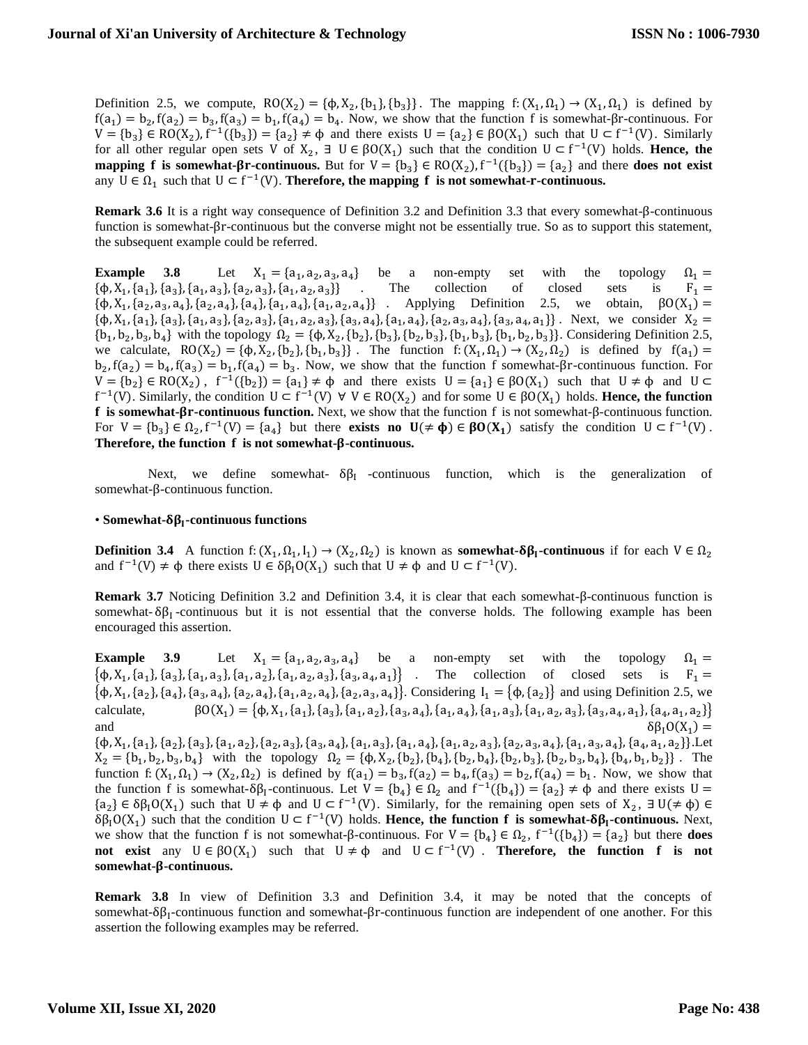Definition 2.5, we compute, $RO(X_2) = \{\phi, X_2, \{b_1\}, \{b_3\}\}$. The mapping $f: (X_1, \Omega_1) \to (X_1, \Omega_1)$ is defined by $f(a_1) = b_2, f(a_2) = b_3, f(a_3) = b_1, f(a_4) = b_4$. Now, we show that the function f is somewhat-βr-continuous. For $V = \{b_3\} \in RO(X_2), f^{-1}(\{b_3\}) = \{a_2\} \neq \phi$ and there exists $U = \{a_2\} \in \beta O(X_1)$ such that $U \subset f^{-1}(V)$. Similarly for all other regular open sets V of $X_2$, $\exists\ U \in \beta O(X_1)$ such that the condition $U \subset f^{-1}(V)$ holds. **Hence, the mapping f is somewhat-βr-continuous.** But for $V = \{b_3\} \in RO(X_2), f^{-1}(\{b_3\}) = \{a_2\}$ and there **does not exist** any $U \in \Omega_1$ such that $U \subset f^{-1}(V)$. **Therefore, the mapping f is not somewhat-r-continuous.**

**Remark 3.6** It is a right way consequence of Definition 3.2 and Definition 3.3 that every somewhat-β-continuous function is somewhat-βr-continuous but the converse might not be essentially true. So as to support this statement, the subsequent example could be referred.

**Example 3.8** Let $X_1 = \{a_1, a_2, a_3, a_4\}$ be a non-empty set with the topology $\Omega_1 = \{\phi, X_1, \{a_1\}, \{a_3\}, \{a_1, a_3\}, \{a_2, a_3\}, \{a_1, a_2, a_3\}\}$. The collection of closed sets is $F_1 = \{\phi, X_1, \{a_2, a_3, a_4\}, \{a_2, a_4\}, \{a_4\}, \{a_1, a_4\}, \{a_1, a_2, a_4\}\}$. Applying Definition 2.5, we obtain, $\beta O(X_1) = \{\phi, X_1, \{a_1\}, \{a_3\}, \{a_1, a_3\}, \{a_2, a_3\}, \{a_1, a_2, a_3\}, \{a_3, a_4\}, \{a_1, a_4\}, \{a_2, a_3, a_4\}, \{a_3, a_4, a_1\}\}$. Next, we consider $X_2 = \{b_1, b_2, b_3, b_4\}$ with the topology $\Omega_2 = \{\phi, X_2, \{b_2\}, \{b_3\}, \{b_2, b_3\}, \{b_1, b_3\}, \{b_1, b_2, b_3\}\}$. Considering Definition 2.5, we calculate, $RO(X_2) = \{\phi, X_2, \{b_2\}, \{b_1, b_3\}\}$. The function $f: (X_1, \Omega_1) \to (X_2, \Omega_2)$ is defined by $f(a_1) = b_2, f(a_2) = b_4, f(a_3) = b_1, f(a_4) = b_3$. Now, we show that the function f somewhat-βr-continuous function. For $V = \{b_2\} \in RO(X_2)$, $f^{-1}(\{b_2\}) = \{a_1\} \neq \phi$ and there exists $U = \{a_1\} \in \beta O(X_1)$ such that $U \neq \phi$ and $U \subset f^{-1}(V)$. Similarly, the condition $U \subset f^{-1}(V)\ \forall\ V \in RO(X_2)$ and for some $U \in \beta O(X_1)$ holds. **Hence, the function f is somewhat-βr-continuous function.** Next, we show that the function f is not somewhat-β-continuous function. For $V = \{b_3\} \in \Omega_2, f^{-1}(V) = \{a_4\}$ but there **exists no $U(\neq \phi) \in \beta O(X_1)$** satisfy the condition $U \subset f^{-1}(V)$. **Therefore, the function f is not somewhat-β-continuous.**

Next, we define somewhat- $\delta\beta_I$ -continuous function, which is the generalization of somewhat-β-continuous function.

- **Somewhat-$\delta\beta_I$-continuous functions**

**Definition 3.4** A function $f: (X_1, \Omega_1, I_1) \to (X_2, \Omega_2)$ is known as **somewhat-$\delta\beta_I$-continuous** if for each $V \in \Omega_2$ and $f^{-1}(V) \neq \phi$ there exists $U \in \delta\beta_I O(X_1)$ such that $U \neq \phi$ and $U \subset f^{-1}(V)$.

**Remark 3.7** Noticing Definition 3.2 and Definition 3.4, it is clear that each somewhat-β-continuous function is somewhat-$\delta\beta_I$-continuous but it is not essential that the converse holds. The following example has been encouraged this assertion.

**Example 3.9** Let $X_1 = \{a_1, a_2, a_3, a_4\}$ be a non-empty set with the topology $\Omega_1 = \{\phi, X_1, \{a_1\}, \{a_3\}, \{a_1, a_3\}, \{a_1, a_2\}, \{a_1, a_2, a_3\}, \{a_3, a_4, a_1\}\}$. The collection of closed sets is $F_1 = \{\phi, X_1, \{a_2\}, \{a_4\}, \{a_3, a_4\}, \{a_2, a_4\}, \{a_1, a_2, a_4\}, \{a_2, a_3, a_4\}\}$. Considering $I_1 = \{\phi, \{a_2\}\}$ and using Definition 2.5, we calculate, $\beta O(X_1) = \{\phi, X_1, \{a_1\}, \{a_3\}, \{a_1, a_2\}, \{a_3, a_4\}, \{a_1, a_4\}, \{a_1, a_3\}, \{a_1, a_2, a_3\}, \{a_3, a_4, a_1\}, \{a_4, a_1, a_2\}\}$ and $\delta\beta_I O(X_1) = \{\phi, X_1, \{a_1\}, \{a_2\}, \{a_3\}, \{a_1, a_2\}, \{a_2, a_3\}, \{a_3, a_4\}, \{a_1, a_3\}, \{a_1, a_4\}, \{a_1, a_2, a_3\}, \{a_2, a_3, a_4\}, \{a_1, a_3, a_4\}, \{a_4, a_1, a_2\}\}$. Let $X_2 = \{b_1, b_2, b_3, b_4\}$ with the topology $\Omega_2 = \{\phi, X_2, \{b_2\}, \{b_4\}, \{b_2, b_4\}, \{b_2, b_3\}, \{b_2, b_3, b_4\}, \{b_4, b_1, b_2\}\}$. The function $f: (X_1, \Omega_1) \to (X_2, \Omega_2)$ is defined by $f(a_1) = b_3, f(a_2) = b_4, f(a_3) = b_2, f(a_4) = b_1$. Now, we show that the function f is somewhat-$\delta\beta_I$-continuous. Let $V = \{b_4\} \in \Omega_2$ and $f^{-1}(\{b_4\}) = \{a_2\} \neq \phi$ and there exists $U = \{a_2\} \in \delta\beta_I O(X_1)$ such that $U \neq \phi$ and $U \subset f^{-1}(V)$. Similarly, for the remaining open sets of $X_2$, $\exists\ U(\neq \phi) \in \delta\beta_I O(X_1)$ such that the condition $U \subset f^{-1}(V)$ holds. **Hence, the function f is somewhat-$\delta\beta_I$-continuous.** Next, we show that the function f is not somewhat-β-continuous. For $V = \{b_4\} \in \Omega_2$, $f^{-1}(\{b_4\}) = \{a_2\}$ but there **does not exist** any $U \in \beta O(X_1)$ such that $U \neq \phi$ and $U \subset f^{-1}(V)$. **Therefore, the function f is not somewhat-β-continuous.**

**Remark 3.8** In view of Definition 3.3 and Definition 3.4, it may be noted that the concepts of somewhat-$\delta\beta_I$-continuous function and somewhat-βr-continuous function are independent of one another. For this assertion the following examples may be referred.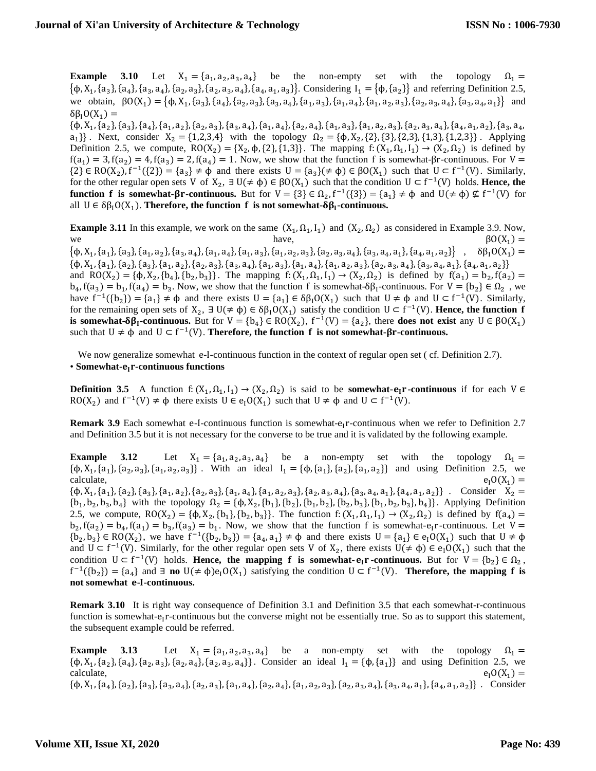**Example 3.10** Let $X_1 = \{a_1, a_2, a_3, a_4\}$ be the non-empty set with the topology $\Omega_1 = \{\phi, X_1, \{a_3\}, \{a_4\}, \{a_3, a_4\}, \{a_2, a_3\}, \{a_2, a_3, a_4\}, \{a_4, a_1, a_3\}\}$. Considering $I_1 = \{\phi, \{a_2\}\}$ and referring Definition 2.5, we obtain, $\beta O(X_1) = \{\phi, X_1, \{a_3\}, \{a_4\}, \{a_2, a_3\}, \{a_3, a_4\}, \{a_1, a_3\}, \{a_1, a_4\}, \{a_1, a_2, a_3\}, \{a_2, a_3, a_4\}, \{a_3, a_4, a_1\}\}$ and $\delta\beta_I O(X_1) = \{\phi, X_1, \{a_2\}, \{a_3\}, \{a_4\}, \{a_1, a_2\}, \{a_2, a_3\}, \{a_3, a_4\}, \{a_1, a_4\}, \{a_2, a_4\}, \{a_1, a_3\}, \{a_1, a_2, a_3\}, \{a_2, a_3, a_4\}, \{a_4, a_1, a_2\}, \{a_3, a_4, a_1\}\}$. Next, consider $X_2 = \{1,2,3,4\}$ with the topology $\Omega_2 = \{\phi, X_2, \{2\}, \{3\}, \{2,3\}, \{1,3\}, \{1,2,3\}\}$. Applying Definition 2.5, we compute, $RO(X_2) = \{X_2, \phi, \{2\}, \{1,3\}\}$. The mapping $f: (X_1, \Omega_1, I_1) \to (X_2, \Omega_2)$ is defined by $f(a_1) = 3, f(a_2) = 4, f(a_3) = 2, f(a_4) = 1$. Now, we show that the function f is somewhat-βr-continuous. For $V = \{2\} \in RO(X_2), f^{-1}(\{2\}) = \{a_3\} \neq \phi$ and there exists $U = \{a_3\}(\neq \phi) \in \beta O(X_1)$ such that $U \subset f^{-1}(V)$. Similarly, for the other regular open sets V of $X_2$, $\exists\, U(\neq \phi) \in \beta O(X_1)$ such that the condition $U \subset f^{-1}(V)$ holds. **Hence, the function f is somewhat-βr-continuous.** But for $V = \{3\} \in \Omega_2, f^{-1}(\{3\}) = \{a_1\} \neq \phi$ and $U(\neq \phi) \nsubseteq f^{-1}(V)$ for all $U \in \delta\beta_I O(X_1)$. **Therefore, the function f is not somewhat-$\delta\beta_I$-continuous.**

**Example 3.11** In this example, we work on the same $(X_1, \Omega_1, I_1)$ and $(X_2, \Omega_2)$ as considered in Example 3.9. Now, we have, $\beta O(X_1) = \{\phi, X_1, \{a_1\}, \{a_3\}, \{a_1, a_2\}, \{a_3, a_4\}, \{a_1, a_4\}, \{a_1, a_3\}, \{a_1, a_2, a_3\}, \{a_2, a_3, a_4\}, \{a_3, a_4, a_1\}, \{a_4, a_1, a_2\}\}$, $\delta\beta_I O(X_1) = \{\phi, X_1, \{a_1\}, \{a_2\}, \{a_3\}, \{a_1, a_2\}, \{a_2, a_3\}, \{a_3, a_4\}, \{a_1, a_3\}, \{a_1, a_4\}, \{a_1, a_2, a_3\}, \{a_2, a_3, a_4\}, \{a_3, a_4, a_1\}, \{a_4, a_1, a_2\}\}$ and $RO(X_2) = \{\phi, X_2, \{b_4\}, \{b_2, b_3\}\}$. The mapping $f: (X_1, \Omega_1, I_1) \to (X_2, \Omega_2)$ is defined by $f(a_1) = b_2, f(a_2) = b_4, f(a_3) = b_1, f(a_4) = b_3$. Now, we show that the function f is somewhat-$\delta\beta_I$-continuous. For $V = \{b_2\} \in \Omega_2$, we have $f^{-1}(\{b_2\}) = \{a_1\} \neq \phi$ and there exists $U = \{a_1\} \in \delta\beta_I O(X_1)$ such that $U \neq \phi$ and $U \subset f^{-1}(V)$. Similarly, for the remaining open sets of $X_2$, $\exists\, U(\neq \phi) \in \delta\beta_I O(X_1)$ satisfy the condition $U \subset f^{-1}(V)$. **Hence, the function f is somewhat-$\delta\beta_I$-continuous.** But for $V = \{b_4\} \in RO(X_2)$, $f^{-1}(V) = \{a_2\}$, there **does not exist** any $U \in \beta O(X_1)$ such that $U \neq \phi$ and $U \subset f^{-1}(V)$. **Therefore, the function f is not somewhat-βr-continuous.**

We now generalize somewhat e-I-continuous function in the context of regular open set ( cf. Definition 2.7).

• **Somewhat-$e_I$r-continuous functions**

**Definition 3.5** A function $f: (X_1, \Omega_1, I_1) \to (X_2, \Omega_2)$ is said to be **somewhat-$e_I$r-continuous** if for each $V \in RO(X_2)$ and $f^{-1}(V) \neq \phi$ there exists $U \in e_I O(X_1)$ such that $U \neq \phi$ and $U \subset f^{-1}(V)$.

**Remark 3.9** Each somewhat e-I-continuous function is somewhat-$e_I$r-continuous when we refer to Definition 2.7 and Definition 3.5 but it is not necessary for the converse to be true and it is validated by the following example.

**Example 3.12** Let $X_1 = \{a_1, a_2, a_3, a_4\}$ be a non-empty set with the topology $\Omega_1 = \{\phi, X_1, \{a_1\}, \{a_2, a_3\}, \{a_1, a_2, a_3\}\}$. With an ideal $I_1 = \{\phi, \{a_1\}, \{a_2\}, \{a_1, a_2\}\}$ and using Definition 2.5, we calculate, $e_I O(X_1) = \{\phi, X_1, \{a_1\}, \{a_2\}, \{a_3\}, \{a_1, a_2\}, \{a_2, a_3\}, \{a_1, a_4\}, \{a_1, a_2, a_3\}, \{a_2, a_3, a_4\}, \{a_3, a_4, a_1\}, \{a_4, a_1, a_2\}\}$. Consider $X_2 = \{b_1, b_2, b_3, b_4\}$ with the topology $\Omega_2 = \{\phi, X_2, \{b_1\}, \{b_2\}, \{b_1, b_2\}, \{b_2, b_3\}, \{b_1, b_2, b_3\}, b_4\}\}$. Applying Definition 2.5, we compute, $RO(X_2) = \{\phi, X_2, \{b_1\}, \{b_2, b_3\}\}$. The function $f: (X_1, \Omega_1, I_1) \to (X_2, \Omega_2)$ is defined by $f(a_4) = b_2, f(a_2) = b_4, f(a_1) = b_3, f(a_3) = b_1$. Now, we show that the function f is somewhat-$e_I$r-continuous. Let $V = \{b_2, b_3\} \in RO(X_2)$, we have $f^{-1}(\{b_2, b_3\}) = \{a_4, a_1\} \neq \phi$ and there exists $U = \{a_1\} \in e_I O(X_1)$ such that $U \neq \phi$ and $U \subset f^{-1}(V)$. Similarly, for the other regular open sets V of $X_2$, there exists $U(\neq \phi) \in e_I O(X_1)$ such that the condition $U \subset f^{-1}(V)$ holds. **Hence, the mapping f is somewhat-$e_I$r-continuous.** But for $V = \{b_2\} \in \Omega_2$, $f^{-1}(\{b_2\}) = \{a_4\}$ and $\exists$ **no** $U(\neq \phi) e_I O(X_1)$ satisfying the condition $U \subset f^{-1}(V)$. **Therefore, the mapping f is not somewhat e-I-continuous.**

**Remark 3.10** It is right way consequence of Definition 3.1 and Definition 3.5 that each somewhat-r-continuous function is somewhat-$e_I$r-continuous but the converse might not be essentially true. So as to support this statement, the subsequent example could be referred.

**Example 3.13** Let $X_1 = \{a_1, a_2, a_3, a_4\}$ be a non-empty set with the topology $\Omega_1 = \{\phi, X_1, \{a_2\}, \{a_4\}, \{a_2, a_3\}, \{a_2, a_4\}, \{a_2, a_3, a_4\}\}$. Consider an ideal $I_1 = \{\phi, \{a_1\}\}$ and using Definition 2.5, we calculate, $e_I O(X_1) = \{\phi, X_1, \{a_4\}, \{a_2\}, \{a_3\}, \{a_3, a_4\}, \{a_2, a_3\}, \{a_1, a_4\}, \{a_2, a_4\}, \{a_1, a_2, a_3\}, \{a_2, a_3, a_4\}, \{a_3, a_4, a_1\}, \{a_4, a_1, a_2\}\}$. Consider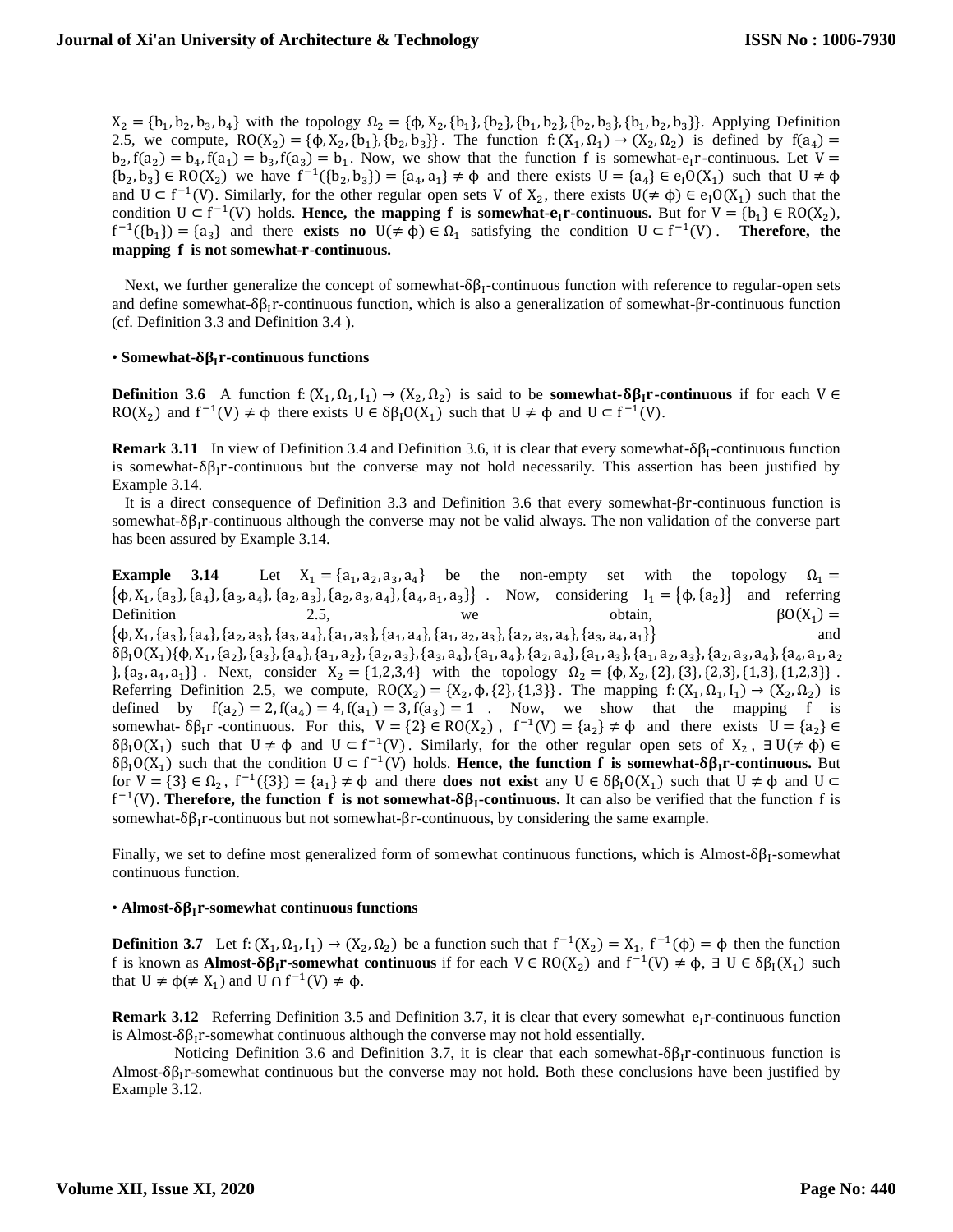$X_2 = \{b_1, b_2, b_3, b_4\}$ with the topology $\Omega_2 = \{\phi, X_2, \{b_1\}, \{b_2\}, \{b_1, b_2\}, \{b_2, b_3\}, \{b_1, b_2, b_3\}\}$. Applying Definition 2.5, we compute, $RO(X_2) = \{\phi, X_2, \{b_1\}, \{b_2, b_3\}\}$. The function $f: (X_1, \Omega_1) \rightarrow (X_2, \Omega_2)$ is defined by $f(a_4) = b_2, f(a_2) = b_4, f(a_1) = b_3, f(a_3) = b_1$. Now, we show that the function f is somewhat-$e_I r$-continuous. Let $V = \{b_2, b_3\} \in RO(X_2)$ we have $f^{-1}(\{b_2, b_3\}) = \{a_4, a_1\} \neq \phi$ and there exists $U = \{a_4\} \in e_I O(X_1)$ such that $U \neq \phi$ and $U \subset f^{-1}(V)$. Similarly, for the other regular open sets V of $X_2$, there exists $U(\neq \phi) \in e_I O(X_1)$ such that the condition $U \subset f^{-1}(V)$ holds. **Hence, the mapping f is somewhat-$e_I r$-continuous.** But for $V = \{b_1\} \in RO(X_2)$, $f^{-1}(\{b_1\}) = \{a_3\}$ and there **exists no** $U(\neq \phi) \in \Omega_1$ satisfying the condition $U \subset f^{-1}(V)$. **Therefore, the mapping f is not somewhat-r-continuous.**

Next, we further generalize the concept of somewhat-$\delta\beta_I$-continuous function with reference to regular-open sets and define somewhat-$\delta\beta_I r$-continuous function, which is also a generalization of somewhat-$\beta r$-continuous function (cf. Definition 3.3 and Definition 3.4 ).

• **Somewhat-$\delta\beta_I r$-continuous functions**

**Definition 3.6** A function $f: (X_1, \Omega_1, I_1) \rightarrow (X_2, \Omega_2)$ is said to be **somewhat-$\delta\beta_I r$-continuous** if for each $V \in RO(X_2)$ and $f^{-1}(V) \neq \phi$ there exists $U \in \delta\beta_I O(X_1)$ such that $U \neq \phi$ and $U \subset f^{-1}(V)$.

**Remark 3.11** In view of Definition 3.4 and Definition 3.6, it is clear that every somewhat-$\delta\beta_I$-continuous function is somewhat-$\delta\beta_I r$-continuous but the converse may not hold necessarily. This assertion has been justified by Example 3.14.

It is a direct consequence of Definition 3.3 and Definition 3.6 that every somewhat-$\beta r$-continuous function is somewhat-$\delta\beta_I r$-continuous although the converse may not be valid always. The non validation of the converse part has been assured by Example 3.14.

**Example 3.14** Let $X_1 = \{a_1, a_2, a_3, a_4\}$ be the non-empty set with the topology $\Omega_1 = \{\phi, X_1, \{a_3\}, \{a_4\}, \{a_3, a_4\}, \{a_2, a_3\}, \{a_2, a_3, a_4\}, \{a_4, a_1, a_3\}\}$. Now, considering $I_1 = \{\phi, \{a_2\}\}$ and referring Definition 2.5, we obtain, $\beta O(X_1) = \{\phi, X_1, \{a_3\}, \{a_4\}, \{a_2, a_3\}, \{a_3, a_4\}, \{a_1, a_3\}, \{a_1, a_4\}, \{a_1, a_2, a_3\}, \{a_2, a_3, a_4\}, \{a_3, a_4, a_1\}\}$ and $\delta\beta_I O(X_1)\{\phi, X_1, \{a_2\}, \{a_3\}, \{a_4\}, \{a_1, a_2\}, \{a_2, a_3\}, \{a_3, a_4\}, \{a_1, a_4\}, \{a_2, a_4\}, \{a_1, a_3\}, \{a_1, a_2, a_3\}, \{a_2, a_3, a_4\}, \{a_4, a_1, a_2\}, \{a_3, a_4, a_1\}\}$. Next, consider $X_2 = \{1,2,3,4\}$ with the topology $\Omega_2 = \{\phi, X_2, \{2\}, \{3\}, \{2,3\}, \{1,3\}, \{1,2,3\}\}$. Referring Definition 2.5, we compute, $RO(X_2) = \{X_2, \phi, \{2\}, \{1,3\}\}$. The mapping $f: (X_1, \Omega_1, I_1) \rightarrow (X_2, \Omega_2)$ is defined by $f(a_2) = 2, f(a_4) = 4, f(a_1) = 3, f(a_3) = 1$. Now, we show that the mapping f is somewhat- $\delta\beta_I r$ -continuous. For this, $V = \{2\} \in RO(X_2)$, $f^{-1}(V) = \{a_2\} \neq \phi$ and there exists $U = \{a_2\} \in \delta\beta_I O(X_1)$ such that $U \neq \phi$ and $U \subset f^{-1}(V)$. Similarly, for the other regular open sets of $X_2$, $\exists\, U(\neq \phi) \in \delta\beta_I O(X_1)$ such that the condition $U \subset f^{-1}(V)$ holds. **Hence, the function f is somewhat-$\delta\beta_I r$-continuous.** But for $V = \{3\} \in \Omega_2$, $f^{-1}(\{3\}) = \{a_1\} \neq \phi$ and there **does not exist** any $U \in \delta\beta_I O(X_1)$ such that $U \neq \phi$ and $U \subset f^{-1}(V)$. **Therefore, the function f is not somewhat-$\delta\beta_I$-continuous.** It can also be verified that the function f is somewhat-$\delta\beta_I r$-continuous but not somewhat-$\beta r$-continuous, by considering the same example.

Finally, we set to define most generalized form of somewhat continuous functions, which is Almost-$\delta\beta_I$-somewhat continuous function.

• **Almost-$\delta\beta_I r$-somewhat continuous functions**

**Definition 3.7** Let $f: (X_1, \Omega_1, I_1) \rightarrow (X_2, \Omega_2)$ be a function such that $f^{-1}(X_2) = X_1$, $f^{-1}(\phi) = \phi$ then the function f is known as **Almost-$\delta\beta_I r$-somewhat continuous** if for each $V \in RO(X_2)$ and $f^{-1}(V) \neq \phi$, $\exists\, U \in \delta\beta_I(X_1)$ such that $U \neq \phi (\neq X_1)$ and $U \cap f^{-1}(V) \neq \phi$.

**Remark 3.12** Referring Definition 3.5 and Definition 3.7, it is clear that every somewhat $e_I r$-continuous function is Almost-$\delta\beta_I r$-somewhat continuous although the converse may not hold essentially.

Noticing Definition 3.6 and Definition 3.7, it is clear that each somewhat-$\delta\beta_I r$-continuous function is Almost-$\delta\beta_I r$-somewhat continuous but the converse may not hold. Both these conclusions have been justified by Example 3.12.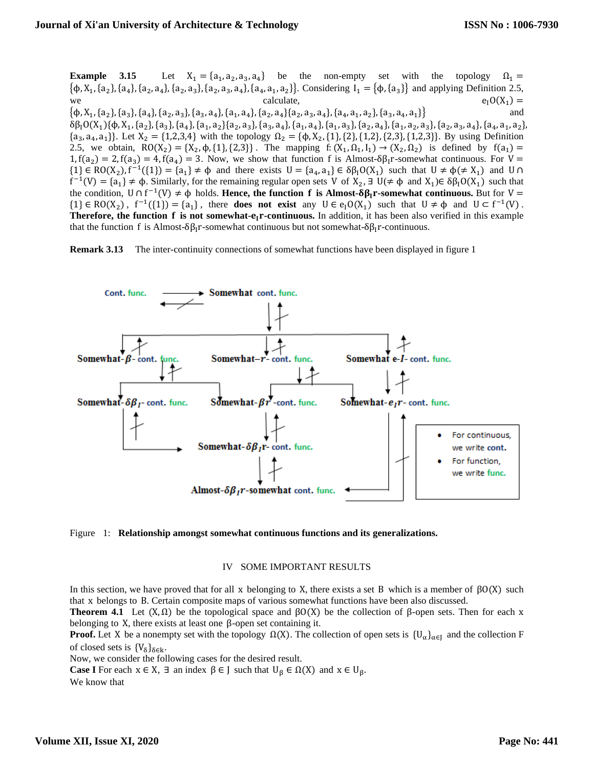**Example 3.15** Let $X_1 = \{a_1, a_2, a_3, a_4\}$ be the non-empty set with the topology $\Omega_1 = \{\phi, X_1, \{a_2\}, \{a_4\}, \{a_2, a_4\}, \{a_2, a_3\}, \{a_2, a_3, a_4\}, \{a_4, a_1, a_2\}\}$. Considering $I_1 = \{\phi, \{a_3\}\}$ and applying Definition 2.5, we calculate, $e_I O(X_1) = \{\phi, X_1, \{a_2\}, \{a_3\}, \{a_4\}, \{a_2, a_3\}, \{a_3, a_4\}, \{a_1, a_4\}, \{a_2, a_4\}\{a_2, a_3, a_4\}, \{a_4, a_1, a_2\}, \{a_3, a_4, a_1\}\}$ and $\delta\beta_I O(X_1)\{\phi, X_1, \{a_2\}, \{a_3\}, \{a_4\}, \{a_1, a_2\}\{a_2, a_3\}, \{a_3, a_4\}, \{a_1, a_4\}, \{a_1, a_3\}, \{a_2, a_4\}, \{a_1, a_2, a_3\}, \{a_2, a_3, a_4\}, \{a_4, a_1, a_2\}, \{a_3, a_4, a_1\}\}$. Let $X_2 = \{1,2,3,4\}$ with the topology $\Omega_2 = \{\phi, X_2, \{1\}, \{2\}, \{1,2\}, \{2,3\}, \{1,2,3\}\}$. By using Definition 2.5, we obtain, $RO(X_2) = \{X_2, \phi, \{1\}, \{2,3\}\}$. The mapping $f: (X_1, \Omega_1, I_1) \to (X_2, \Omega_2)$ is defined by $f(a_1) = 1, f(a_2) = 2, f(a_3) = 4, f(a_4) = 3$. Now, we show that function f is Almost-$\delta\beta_I$r-somewhat continuous. For $V = \{1\} \in RO(X_2), f^{-1}(\{1\}) = \{a_1\} \neq \phi$ and there exists $U = \{a_4, a_1\} \in \delta\beta_I O(X_1)$ such that $U \neq \phi (\neq X_1)$ and $U \cap f^{-1}(V) = \{a_1\} \neq \phi$. Similarly, for the remaining regular open sets V of $X_2$, $\exists$ $U(\neq \phi$ and $X_1) \in \delta\beta_I O(X_1)$ such that the condition, $U \cap f^{-1}(V) \neq \phi$ holds. **Hence, the function f is Almost-$\delta\beta_I$r-somewhat continuous.** But for $V = \{1\} \in RO(X_2)$, $f^{-1}(\{1\}) = \{a_1\}$, there **does not exist** any $U \in e_I O(X_1)$ such that $U \neq \phi$ and $U \subset f^{-1}(V)$. **Therefore, the function f is not somewhat-$e_I$r-continuous.** In addition, it has been also verified in this example that the function f is Almost-$\delta\beta_I$r-somewhat continuous but not somewhat-$\delta\beta_I$r-continuous.

**Remark 3.13** The inter-continuity connections of somewhat functions have been displayed in figure 1

Cont. func. → Somewhat cont. func.

Somewhat-$\beta$- cont. func. | Somewhat–$r$- cont. func. | Somewhat e-$I$- cont. func.

Somewhat-$\delta\beta_I$- cont. func. | Somewhat-$\beta r$-cont. func. | Somewhat-$e_I r$- cont. func.

Somewhat-$\delta\beta_I r$- cont. func.

Almost-$\delta\beta_I r$-somewhat cont. func.

- For continuous, we write cont.
- For function, we write func.

Figure 1: **Relationship amongst somewhat continuous functions and its generalizations.**

## IV SOME IMPORTANT RESULTS

In this section, we have proved that for all x belonging to X, there exists a set B which is a member of $\beta O(X)$ such that x belongs to B. Certain composite maps of various somewhat functions have been also discussed.

**Theorem 4.1** Let $(X, \Omega)$ be the topological space and $\beta O(X)$ be the collection of $\beta$-open sets. Then for each x belonging to X, there exists at least one $\beta$-open set containing it.

**Proof.** Let X be a nonempty set with the topology $\Omega(X)$. The collection of open sets is $\{U_\alpha\}_{\alpha \in J}$ and the collection F of closed sets is $\{V_\delta\}_{\delta \in k}$.

Now, we consider the following cases for the desired result.

**Case I** For each $x \in X$, $\exists$ an index $\beta \in J$ such that $U_\beta \in \Omega(X)$ and $x \in U_\beta$.

We know that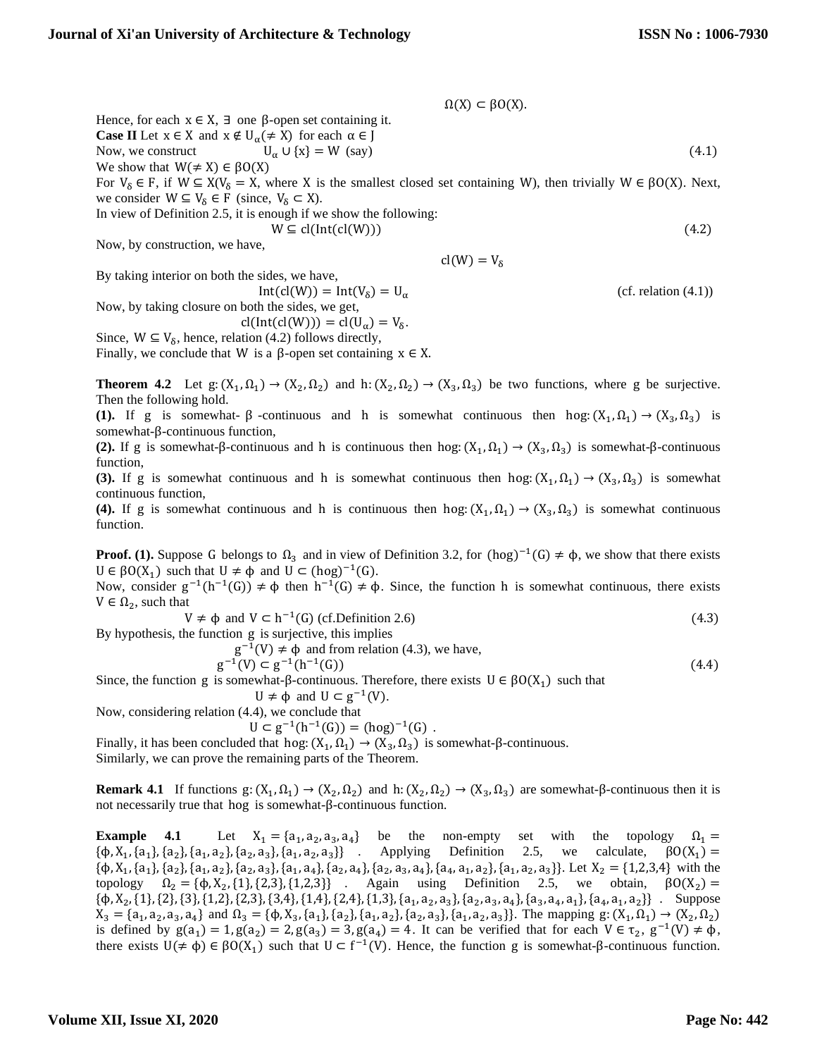$$\Omega(X) \subset \beta O(X).$$

Hence, for each $x \in X$, $\exists$ one $\beta$-open set containing it.

**Case II** Let $x \in X$ and $x \notin U_\alpha(\neq X)$ for each $\alpha \in J$

Now, we construct $\quad U_\alpha \cup \{x\} = W$ (say) $\quad (4.1)$

We show that $W(\neq X) \in \beta O(X)$

For $V_\delta \in F$, if $W \subseteq X(V_\delta = X$, where $X$ is the smallest closed set containing $W$), then trivially $W \in \beta O(X)$. Next, we consider $W \subseteq V_\delta \in F$ (since, $V_\delta \subset X$).

In view of Definition 2.5, it is enough if we show the following:

$$W \subseteq cl(Int(cl(W))) \quad (4.2)$$

Now, by construction, we have,

$$cl(W) = V_\delta$$

By taking interior on both the sides, we have,

$$Int(cl(W)) = Int(V_\delta) = U_\alpha \quad \text{(cf. relation (4.1))}$$

Now, by taking closure on both the sides, we get,

$$cl(Int(cl(W))) = cl(U_\alpha) = V_\delta.$$

Since, $W \subseteq V_\delta$, hence, relation (4.2) follows directly,

Finally, we conclude that $W$ is a $\beta$-open set containing $x \in X$.

**Theorem 4.2** Let $g: (X_1, \Omega_1) \to (X_2, \Omega_2)$ and $h: (X_2, \Omega_2) \to (X_3, \Omega_3)$ be two functions, where $g$ be surjective. Then the following hold.

**(1).** If $g$ is somewhat-$\beta$-continuous and $h$ is somewhat continuous then $hog: (X_1, \Omega_1) \to (X_3, \Omega_3)$ is somewhat-$\beta$-continuous function,

**(2).** If $g$ is somewhat-$\beta$-continuous and $h$ is continuous then $hog: (X_1, \Omega_1) \to (X_3, \Omega_3)$ is somewhat-$\beta$-continuous function,

**(3).** If $g$ is somewhat continuous and $h$ is somewhat continuous then $hog: (X_1, \Omega_1) \to (X_3, \Omega_3)$ is somewhat continuous function,

**(4).** If $g$ is somewhat continuous and $h$ is continuous then $hog: (X_1, \Omega_1) \to (X_3, \Omega_3)$ is somewhat continuous function.

**Proof. (1).** Suppose $G$ belongs to $\Omega_3$ and in view of Definition 3.2, for $(hog)^{-1}(G) \neq \phi$, we show that there exists $U \in \beta O(X_1)$ such that $U \neq \phi$ and $U \subset (hog)^{-1}(G)$.

Now, consider $g^{-1}(h^{-1}(G)) \neq \phi$ then $h^{-1}(G) \neq \phi$. Since, the function $h$ is somewhat continuous, there exists $V \in \Omega_2$, such that

$$V \neq \phi \text{ and } V \subset h^{-1}(G) \text{ (cf.Definition 2.6)} \quad (4.3)$$

By hypothesis, the function $g$ is surjective, this implies

$$g^{-1}(V) \neq \phi \text{ and from relation (4.3), we have,}$$

$$g^{-1}(V) \subset g^{-1}(h^{-1}(G)) \quad (4.4)$$

Since, the function $g$ is somewhat-$\beta$-continuous. Therefore, there exists $U \in \beta O(X_1)$ such that

$$U \neq \phi \text{ and } U \subset g^{-1}(V).$$

Now, considering relation (4.4), we conclude that

$$U \subset g^{-1}(h^{-1}(G)) = (hog)^{-1}(G) .$$

Finally, it has been concluded that $hog: (X_1, \Omega_1) \to (X_3, \Omega_3)$ is somewhat-$\beta$-continuous.

Similarly, we can prove the remaining parts of the Theorem.

**Remark 4.1** If functions $g: (X_1, \Omega_1) \to (X_2, \Omega_2)$ and $h: (X_2, \Omega_2) \to (X_3, \Omega_3)$ are somewhat-$\beta$-continuous then it is not necessarily true that $hog$ is somewhat-$\beta$-continuous function.

**Example 4.1** Let $X_1 = \{a_1, a_2, a_3, a_4\}$ be the non-empty set with the topology $\Omega_1 = \{\phi, X_1, \{a_1\}, \{a_2\}, \{a_1, a_2\}, \{a_2, a_3\}, \{a_1, a_2, a_3\}\}$. Applying Definition 2.5, we calculate, $\beta O(X_1) = \{\phi, X_1, \{a_1\}, \{a_2\}, \{a_1, a_2\}, \{a_2, a_3\}, \{a_1, a_4\}, \{a_2, a_4\}, \{a_2, a_3, a_4\}, \{a_4, a_1, a_2\}, \{a_1, a_2, a_3\}\}$. Let $X_2 = \{1,2,3,4\}$ with the topology $\Omega_2 = \{\phi, X_2, \{1\}, \{2,3\}, \{1,2,3\}\}$. Again using Definition 2.5, we obtain, $\beta O(X_2) = \{\phi, X_2, \{1\}, \{2\}, \{3\}, \{1,2\}, \{2,3\}, \{3,4\}, \{1,4\}, \{2,4\}, \{1,3\}, \{a_1, a_2, a_3\}, \{a_2, a_3, a_4\}, \{a_3, a_4, a_1\}, \{a_4, a_1, a_2\}\}$. Suppose $X_3 = \{a_1, a_2, a_3, a_4\}$ and $\Omega_3 = \{\phi, X_3, \{a_1\}, \{a_2\}, \{a_1, a_2\}, \{a_2, a_3\}, \{a_1, a_2, a_3\}\}$. The mapping $g: (X_1, \Omega_1) \to (X_2, \Omega_2)$ is defined by $g(a_1) = 1, g(a_2) = 2, g(a_3) = 3, g(a_4) = 4$. It can be verified that for each $V \in \tau_2$, $g^{-1}(V) \neq \phi$, there exists $U(\neq \phi) \in \beta O(X_1)$ such that $U \subset f^{-1}(V)$. Hence, the function $g$ is somewhat-$\beta$-continuous function.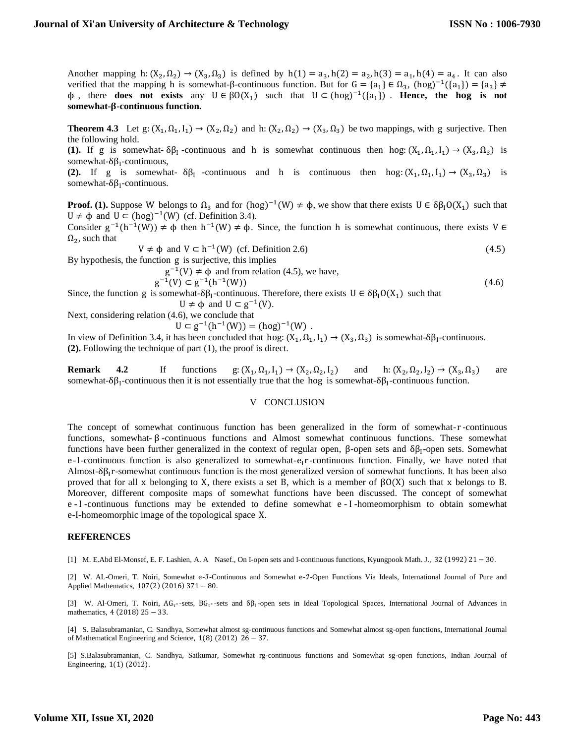Another mapping $h: (X_2, \Omega_2) \to (X_3, \Omega_3)$ is defined by $h(1) = a_3, h(2) = a_2, h(3) = a_1, h(4) = a_4$. It can also verified that the mapping h is somewhat-β-continuous function. But for $G = \{a_1\} \in \Omega_3$, $(hog)^{-1}(\{a_1\}) = \{a_3\} \neq \phi$, there **does not exists** any $U \in \beta O(X_1)$ such that $U \subset (hog)^{-1}(\{a_1\})$. **Hence, the hog is not somewhat-β-continuous function.**

**Theorem 4.3** Let $g: (X_1, \Omega_1, I_1) \to (X_2, \Omega_2)$ and $h: (X_2, \Omega_2) \to (X_3, \Omega_3)$ be two mappings, with g surjective. Then the following hold.

**(1).** If g is somewhat- $\delta\beta_I$ -continuous and h is somewhat continuous then $hog: (X_1, \Omega_1, I_1) \to (X_3, \Omega_3)$ is somewhat-$\delta\beta_I$-continuous,

**(2).** If g is somewhat- $\delta\beta_I$ -continuous and h is continuous then $hog: (X_1, \Omega_1, I_1) \to (X_3, \Omega_3)$ is somewhat-$\delta\beta_I$-continuous.

**Proof. (1).** Suppose W belongs to $\Omega_3$ and for $(hog)^{-1}(W) \neq \phi$, we show that there exists $U \in \delta\beta_I O(X_1)$ such that $U \neq \phi$ and $U \subset (hog)^{-1}(W)$ (cf. Definition 3.4).

Consider $g^{-1}(h^{-1}(W)) \neq \phi$ then $h^{-1}(W) \neq \phi$. Since, the function h is somewhat continuous, there exists $V \in \Omega_2$, such that

$$V \neq \phi \text{ and } V \subset h^{-1}(W) \text{ (cf. Definition 2.6)} \tag{4.5}$$

By hypothesis, the function g is surjective, this implies

$g^{-1}(V) \neq \phi$ and from relation (4.5), we have,

$$g^{-1}(V) \subset g^{-1}(h^{-1}(W)) \tag{4.6}$$

Since, the function g is somewhat-$\delta\beta_I$-continuous. Therefore, there exists $U \in \delta\beta_I O(X_1)$ such that

$$U \neq \phi \text{ and } U \subset g^{-1}(V).$$

Next, considering relation (4.6), we conclude that

$$U \subset g^{-1}(h^{-1}(W)) = (hog)^{-1}(W).$$

In view of Definition 3.4, it has been concluded that $hog: (X_1, \Omega_1, I_1) \to (X_3, \Omega_3)$ is somewhat-$\delta\beta_I$-continuous.

**(2).** Following the technique of part (1), the proof is direct.

**Remark 4.2** If functions $g: (X_1, \Omega_1, I_1) \to (X_2, \Omega_2, I_2)$ and $h: (X_2, \Omega_2, I_2) \to (X_3, \Omega_3)$ are somewhat-$\delta\beta_I$-continuous then it is not essentially true that the hog is somewhat-$\delta\beta_I$-continuous function.

## V CONCLUSION

The concept of somewhat continuous function has been generalized in the form of somewhat-r-continuous functions, somewhat-β-continuous functions and Almost somewhat continuous functions. These somewhat functions have been further generalized in the context of regular open, β-open sets and $\delta\beta_I$-open sets. Somewhat e-I-continuous function is also generalized to somewhat-$e_I$r-continuous function. Finally, we have noted that Almost-$\delta\beta_I$r-somewhat continuous function is the most generalized version of somewhat functions. It has been also proved that for all x belonging to X, there exists a set B, which is a member of $\beta O(X)$ such that x belongs to B. Moreover, different composite maps of somewhat functions have been discussed. The concept of somewhat e-I-continuous functions may be extended to define somewhat e-I-homeomorphism to obtain somewhat e-I-homeomorphic image of the topological space X.

## REFERENCES

[1] M. E.Abd El-Monsef, E. F. Lashien, A. A Nasef., On I-open sets and I-continuous functions, Kyungpook Math. J., 32 (1992) 21 − 30.

[2] W. AL-Omeri, T. Noiri, Somewhat e-$\mathcal{J}$-Continuous and Somewhat e-$\mathcal{J}$-Open Functions Via Ideals, International Journal of Pure and Applied Mathematics, 107(2) (2016) 371 − 80.

[3] W. Al-Omeri, T. Noiri, $AG_{\tau^*}$-sets, $BG_{\tau^*}$-sets and $\delta\beta_I$-open sets in Ideal Topological Spaces, International Journal of Advances in mathematics, 4 (2018) 25 − 33.

[4] S. Balasubramanian, C. Sandhya, Somewhat almost sg-continuous functions and Somewhat almost sg-open functions, International Journal of Mathematical Engineering and Science, 1(8) (2012) 26 − 37.

[5] S.Balasubramanian, C. Sandhya, Saikumar, Somewhat rg-continuous functions and Somewhat sg-open functions, Indian Journal of Engineering, 1(1) (2012).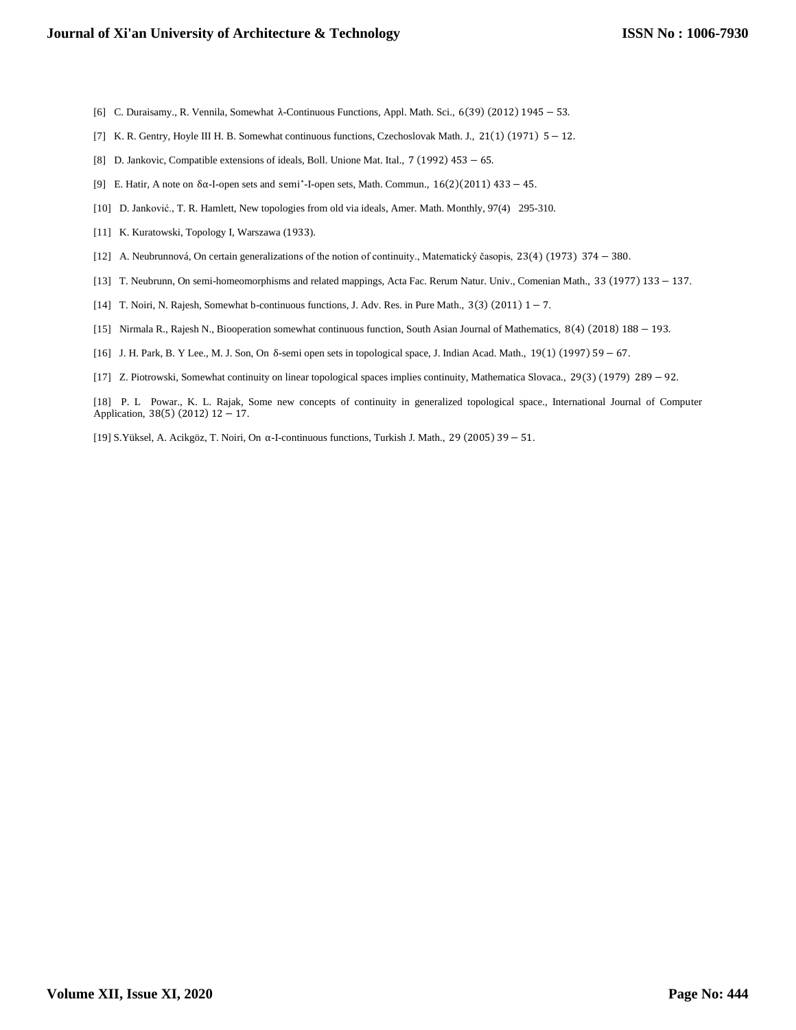[6] C. Duraisamy., R. Vennila, Somewhat λ-Continuous Functions, Appl. Math. Sci., 6(39) (2012) 1945 − 53.

[7] K. R. Gentry, Hoyle III H. B. Somewhat continuous functions, Czechoslovak Math. J., 21(1) (1971) 5 − 12.

[8] D. Jankovic, Compatible extensions of ideals, Boll. Unione Mat. Ital., 7 (1992) 453 − 65.

[9] E. Hatir, A note on δα-I-open sets and semi*-I-open sets, Math. Commun., 16(2)(2011) 433 − 45.

[10] D. Janković., T. R. Hamlett, New topologies from old via ideals, Amer. Math. Monthly, 97(4) 295-310.

[11] K. Kuratowski, Topology I, Warszawa (1933).

[12] A. Neubrunnová, On certain generalizations of the notion of continuity., Matematický časopis, 23(4) (1973) 374 − 380.

[13] T. Neubrunn, On semi-homeomorphisms and related mappings, Acta Fac. Rerum Natur. Univ., Comenian Math., 33 (1977) 133 − 137.

[14] T. Noiri, N. Rajesh, Somewhat b-continuous functions, J. Adv. Res. in Pure Math., 3(3) (2011) 1 − 7.

[15] Nirmala R., Rajesh N., Biooperation somewhat continuous function, South Asian Journal of Mathematics, 8(4) (2018) 188 − 193.

[16] J. H. Park, B. Y Lee., M. J. Son, On δ-semi open sets in topological space, J. Indian Acad. Math., 19(1) (1997) 59 − 67.

[17] Z. Piotrowski, Somewhat continuity on linear topological spaces implies continuity, Mathematica Slovaca., 29(3) (1979) 289 − 92.

[18] P. L Powar., K. L. Rajak, Some new concepts of continuity in generalized topological space., International Journal of Computer Application, 38(5) (2012) 12 − 17.

[19] S.Yüksel, A. Acikgöz, T. Noiri, On α-I-continuous functions, Turkish J. Math., 29 (2005) 39 − 51.